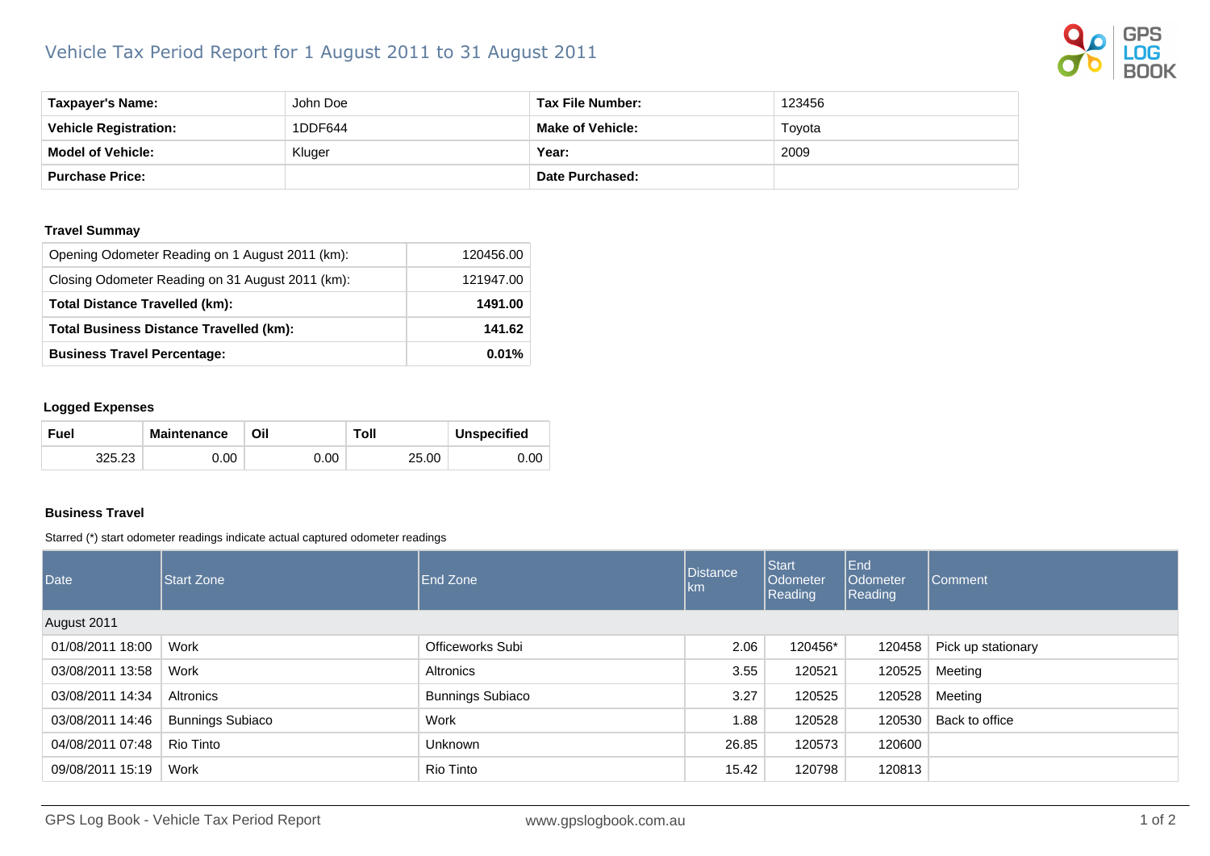# Vehicle Tax Period Report for 1 August 2011 to 31 August 2011

| **Taxpayer's Name:** | John Doe | **Tax File Number:** | 123456 |
|---|---|---|---|
| **Vehicle Registration:** | 1DDF644 | **Make of Vehicle:** | Toyota |
| **Model of Vehicle:** | Kluger | **Year:** | 2009 |
| **Purchase Price:** | | **Date Purchased:** | |

### Travel Summay

| | |
|---|---|
| Opening Odometer Reading on 1 August 2011 (km): | 120456.00 |
| Closing Odometer Reading on 31 August 2011 (km): | 121947.00 |
| **Total Distance Travelled (km):** | **1491.00** |
| **Total Business Distance Travelled (km):** | **141.62** |
| **Business Travel Percentage:** | **0.01%** |

### Logged Expenses

| Fuel | Maintenance | Oil | Toll | Unspecified |
|---|---|---|---|---|
| 325.23 | 0.00 | 0.00 | 25.00 | 0.00 |

### Business Travel

Starred (*) start odometer readings indicate actual captured odometer readings

| Date | Start Zone | End Zone | Distance km | Start Odometer Reading | End Odometer Reading | Comment |
|---|---|---|---|---|---|---|
| August 2011 | | | | | | |
| 01/08/2011 18:00 | Work | Officeworks Subi | 2.06 | 120456* | 120458 | Pick up stationary |
| 03/08/2011 13:58 | Work | Altronics | 3.55 | 120521 | 120525 | Meeting |
| 03/08/2011 14:34 | Altronics | Bunnings Subiaco | 3.27 | 120525 | 120528 | Meeting |
| 03/08/2011 14:46 | Bunnings Subiaco | Work | 1.88 | 120528 | 120530 | Back to office |
| 04/08/2011 07:48 | Rio Tinto | Unknown | 26.85 | 120573 | 120600 | |
| 09/08/2011 15:19 | Work | Rio Tinto | 15.42 | 120798 | 120813 | |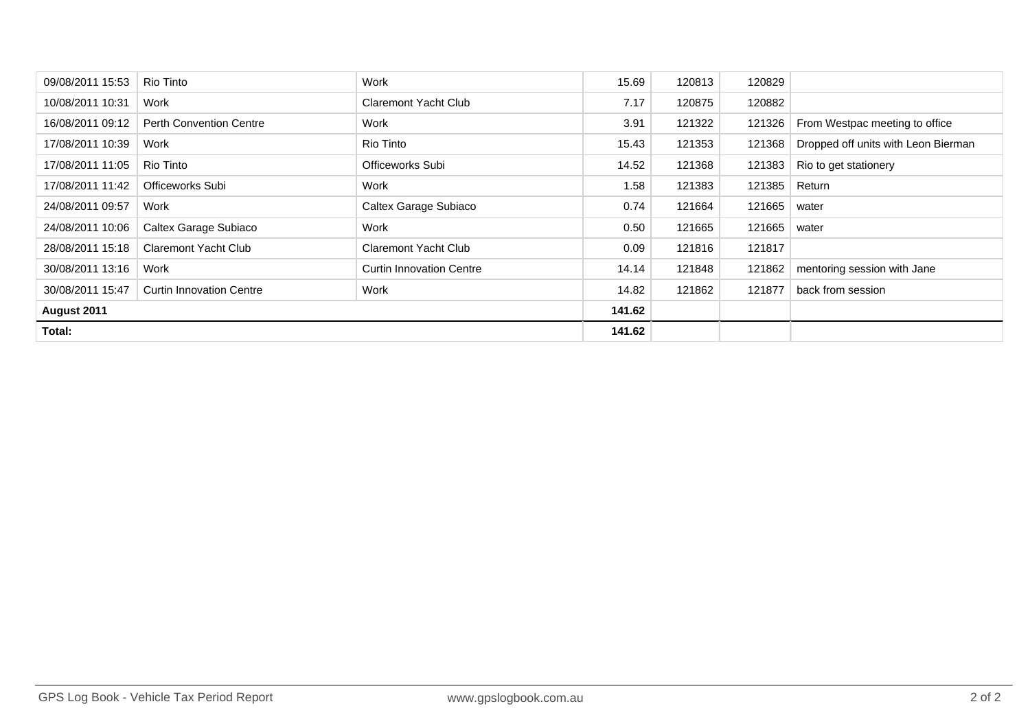| | | | | | | |
|---|---|---|---|---|---|---|
| 09/08/2011 15:53 | Rio Tinto | Work | 15.69 | 120813 | 120829 | |
| 10/08/2011 10:31 | Work | Claremont Yacht Club | 7.17 | 120875 | 120882 | |
| 16/08/2011 09:12 | Perth Convention Centre | Work | 3.91 | 121322 | 121326 | From Westpac meeting to office |
| 17/08/2011 10:39 | Work | Rio Tinto | 15.43 | 121353 | 121368 | Dropped off units with Leon Bierman |
| 17/08/2011 11:05 | Rio Tinto | Officeworks Subi | 14.52 | 121368 | 121383 | Rio to get stationery |
| 17/08/2011 11:42 | Officeworks Subi | Work | 1.58 | 121383 | 121385 | Return |
| 24/08/2011 09:57 | Work | Caltex Garage Subiaco | 0.74 | 121664 | 121665 | water |
| 24/08/2011 10:06 | Caltex Garage Subiaco | Work | 0.50 | 121665 | 121665 | water |
| 28/08/2011 15:18 | Claremont Yacht Club | Claremont Yacht Club | 0.09 | 121816 | 121817 | |
| 30/08/2011 13:16 | Work | Curtin Innovation Centre | 14.14 | 121848 | 121862 | mentoring session with Jane |
| 30/08/2011 15:47 | Curtin Innovation Centre | Work | 14.82 | 121862 | 121877 | back from session |
| **August 2011** | | | **141.62** | | | |
| **Total:** | | | **141.62** | | | |